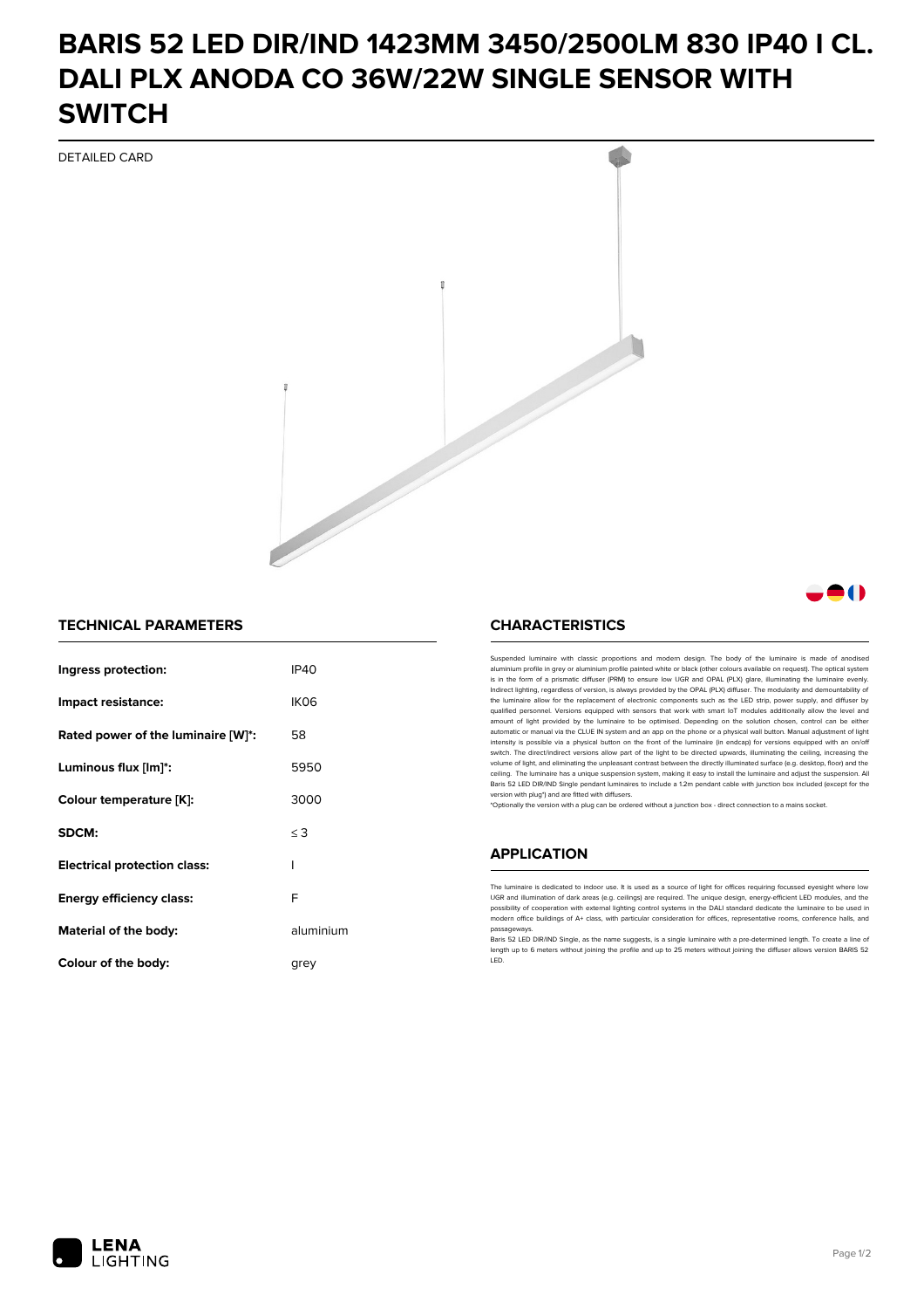# BARIS 52 LED DIR/IND 1423MM 3450/2500LM 830 IP40 I CL. DALI PLX ANODA CO 36W/22W SINGLE SENSOR WITH SWITCH

DETAILED CARD

## TECHNICAL PARAMETERS

| | |
|---|---|
| **Ingress protection:** | IP40 |
| **Impact resistance:** | IK06 |
| **Rated power of the luminaire [W]*:** | 58 |
| **Luminous flux [lm]*:** | 5950 |
| **Colour temperature [K]:** | 3000 |
| **SDCM:** | ≤ 3 |
| **Electrical protection class:** | I |
| **Energy efficiency class:** | F |
| **Material of the body:** | aluminium |
| **Colour of the body:** | grey |

## CHARACTERISTICS

Suspended luminaire with classic proportions and modern design. The body of the luminaire is made of anodised aluminium profile in grey or aluminium profile painted white or black (other colours available on request). The optical system is in the form of a prismatic diffuser (PRM) to ensure low UGR and OPAL (PLX) glare, illuminating the luminaire evenly. Indirect lighting, regardless of version, is always provided by the OPAL (PLX) diffuser. The modularity and demountability of the luminaire allow for the replacement of electronic components such as the LED strip, power supply, and diffuser by qualified personnel. Versions equipped with sensors that work with smart IoT modules additionally allow the level and amount of light provided by the luminaire to be optimised. Depending on the solution chosen, control can be either automatic or manual via the CLUE IN system and an app on the phone or a physical wall button. Manual adjustment of light intensity is possible via a physical button on the front of the luminaire (in endcap) for versions equipped with an on/off switch. The direct/indirect versions allow part of the light to be directed upwards, illuminating the ceiling, increasing the volume of light, and eliminating the unpleasant contrast between the directly illuminated surface (e.g. desktop, floor) and the ceiling. The luminaire has a unique suspension system, making it easy to install the luminaire and adjust the suspension. All Baris 52 LED DIR/IND Single pendant luminaires to include a 1.2m pendant cable with junction box included (except for the version with plug*) and are fitted with diffusers.

*Optionally the version with a plug can be ordered without a junction box - direct connection to a mains socket.

## APPLICATION

The luminaire is dedicated to indoor use. It is used as a source of light for offices requiring focussed eyesight where low UGR and illumination of dark areas (e.g. ceilings) are required. The unique design, energy-efficient LED modules, and the possibility of cooperation with external lighting control systems in the DALI standard dedicate the luminaire to be used in modern office buildings of A+ class, with particular consideration for offices, representative rooms, conference halls, and passageways.

Baris 52 LED DIR/IND Single, as the name suggests, is a single luminaire with a pre-determined length. To create a line of length up to 6 meters without joining the profile and up to 25 meters without joining the diffuser allows version BARIS 52 LED.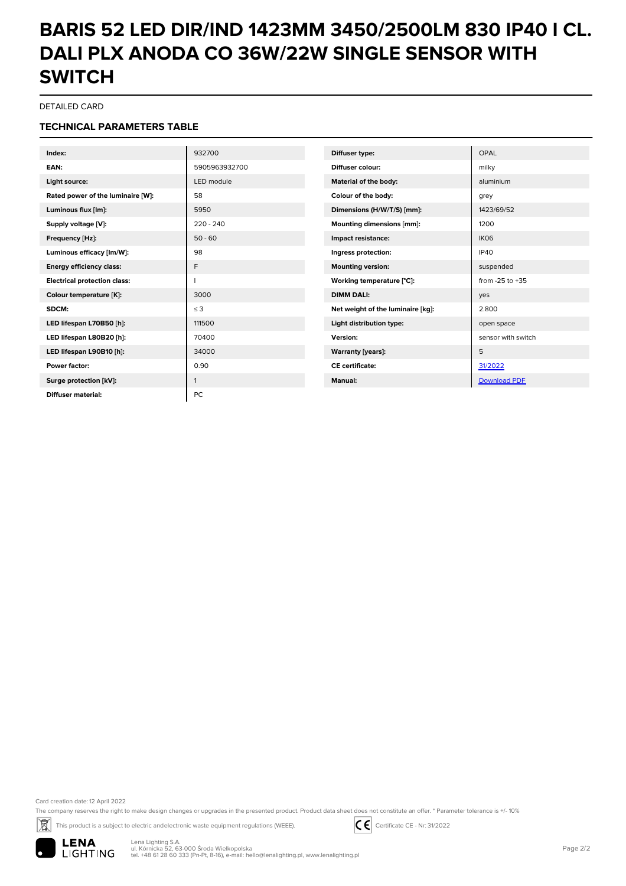# BARIS 52 LED DIR/IND 1423MM 3450/2500LM 830 IP40 I CL. DALI PLX ANODA CO 36W/22W SINGLE SENSOR WITH SWITCH

DETAILED CARD

## TECHNICAL PARAMETERS TABLE

| | |
|---|---|
| **Index:** | 932700 |
| **EAN:** | 5905963932700 |
| **Light source:** | LED module |
| **Rated power of the luminaire [W]:** | 58 |
| **Luminous flux [lm]:** | 5950 |
| **Supply voltage [V]:** | 220 - 240 |
| **Frequency [Hz]:** | 50 - 60 |
| **Luminous efficacy [lm/W]:** | 98 |
| **Energy efficiency class:** | F |
| **Electrical protection class:** | I |
| **Colour temperature [K]:** | 3000 |
| **SDCM:** | ≤ 3 |
| **LED lifespan L70B50 [h]:** | 111500 |
| **LED lifespan L80B20 [h]:** | 70400 |
| **LED lifespan L90B10 [h]:** | 34000 |
| **Power factor:** | 0.90 |
| **Surge protection [kV]:** | 1 |
| **Diffuser material:** | PC |

| | |
|---|---|
| **Diffuser type:** | OPAL |
| **Diffuser colour:** | milky |
| **Material of the body:** | aluminium |
| **Colour of the body:** | grey |
| **Dimensions (H/W/T/S) [mm]:** | 1423/69/52 |
| **Mounting dimensions [mm]:** | 1200 |
| **Impact resistance:** | IK06 |
| **Ingress protection:** | IP40 |
| **Mounting version:** | suspended |
| **Working temperature [°C]:** | from -25 to +35 |
| **DIMM DALI:** | yes |
| **Net weight of the luminaire [kg]:** | 2.800 |
| **Light distribution type:** | open space |
| **Version:** | sensor with switch |
| **Warranty [years]:** | 5 |
| **CE certificate:** | 31/2022 |
| **Manual:** | Download PDF |

Card creation date: 12 April 2022

The company reserves the right to make design changes or upgrades in the presented product. Product data sheet does not constitute an offer. * Parameter tolerance is +/- 10%

This product is a subject to electric andelectronic waste equipment regulations (WEEE).

Certificate CE - Nr: 31/2022

LENA LIGHTING

Lena Lighting S.A.
ul. Kórnicka 52, 63-000 Środa Wielkopolska
tel. +48 61 28 60 333 (Pn-Pt, 8-16), e-mail: hello@lenalighting.pl, www.lenalighting.pl